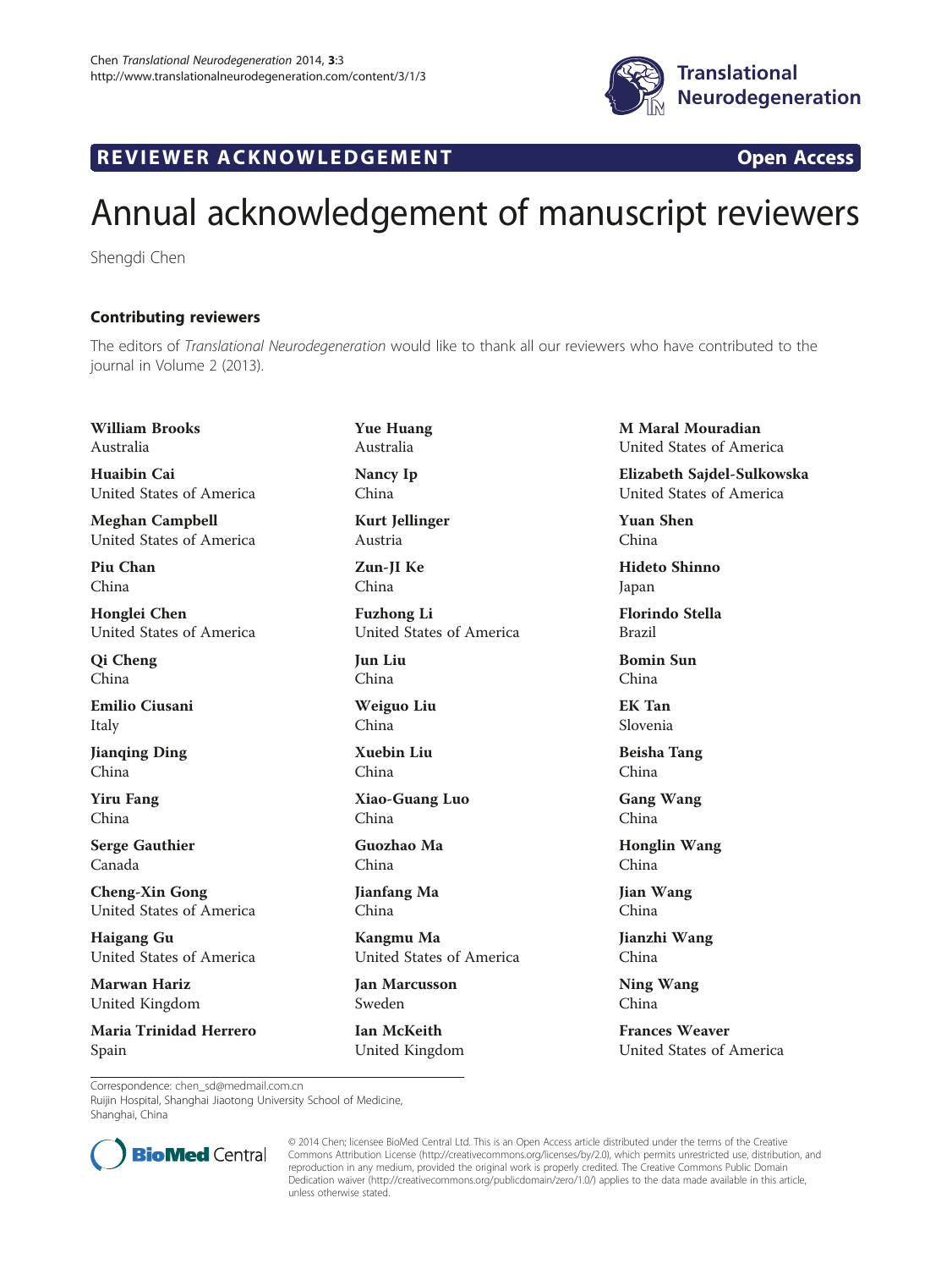REVIEWER ACKNOWLEDGEMENT

Open Access

# Annual acknowledgement of manuscript reviewers

Shengdi Chen

### Contributing reviewers

The editors of *Translational Neurodegeneration* would like to thank all our reviewers who have contributed to the journal in Volume 2 (2013).

**William Brooks**
Australia

**Huaibin Cai**
United States of America

**Meghan Campbell**
United States of America

**Piu Chan**
China

**Honglei Chen**
United States of America

**Qi Cheng**
China

**Emilio Ciusani**
Italy

**Jianqing Ding**
China

**Yiru Fang**
China

**Serge Gauthier**
Canada

**Cheng-Xin Gong**
United States of America

**Haigang Gu**
United States of America

**Marwan Hariz**
United Kingdom

**Maria Trinidad Herrero**
Spain

**Yue Huang**
Australia

**Nancy Ip**
China

**Kurt Jellinger**
Austria

**Zun-JI Ke**
China

**Fuzhong Li**
United States of America

**Jun Liu**
China

**Weiguo Liu**
China

**Xuebin Liu**
China

**Xiao-Guang Luo**
China

**Guozhao Ma**
China

**Jianfang Ma**
China

**Kangmu Ma**
United States of America

**Jan Marcusson**
Sweden

**Ian McKeith**
United Kingdom

**M Maral Mouradian**
United States of America

**Elizabeth Sajdel-Sulkowska**
United States of America

**Yuan Shen**
China

**Hideto Shinno**
Japan

**Florindo Stella**
Brazil

**Bomin Sun**
China

**EK Tan**
Slovenia

**Beisha Tang**
China

**Gang Wang**
China

**Honglin Wang**
China

**Jian Wang**
China

**Jianzhi Wang**
China

**Ning Wang**
China

**Frances Weaver**
United States of America

Correspondence: chen_sd@medmail.com.cn
Ruijin Hospital, Shanghai Jiaotong University School of Medicine, Shanghai, China

© 2014 Chen; licensee BioMed Central Ltd. This is an Open Access article distributed under the terms of the Creative Commons Attribution License (http://creativecommons.org/licenses/by/2.0), which permits unrestricted use, distribution, and reproduction in any medium, provided the original work is properly credited. The Creative Commons Public Domain Dedication waiver (http://creativecommons.org/publicdomain/zero/1.0/) applies to the data made available in this article, unless otherwise stated.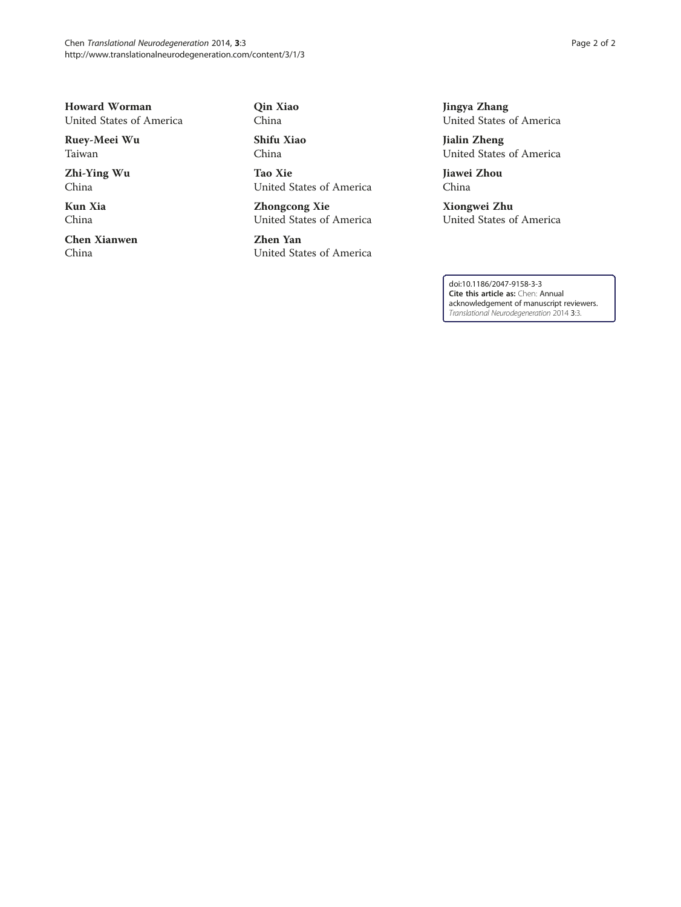**Howard Worman**
United States of America

**Ruey-Meei Wu**
Taiwan

**Zhi-Ying Wu**
China

**Kun Xia**
China

**Chen Xianwen**
China

**Qin Xiao**
China

**Shifu Xiao**
China

**Tao Xie**
United States of America

**Zhongcong Xie**
United States of America

**Zhen Yan**
United States of America

**Jingya Zhang**
United States of America

**Jialin Zheng**
United States of America

**Jiawei Zhou**
China

**Xiongwei Zhu**
United States of America

doi:10.1186/2047-9158-3-3
**Cite this article as:** Chen: Annual acknowledgement of manuscript reviewers. *Translational Neurodegeneration* 2014 **3**:3.